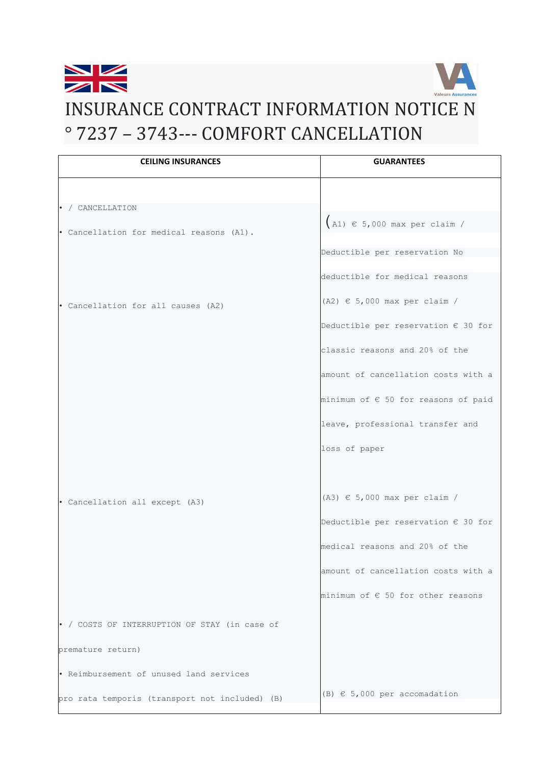# INSURANCE CONTRACT INFORMATION NOTICE N ° 7237 – 3743--- COMFORT CANCELLATION

| CEILING INSURANCES | GUARANTEES |
|---|---|
| • / CANCELLATION | |
| • Cancellation for medical reasons (A1). | (A1) € 5,000 max per claim / Deductible per reservation No deductible for medical reasons |
| • Cancellation for all causes (A2) | (A2) € 5,000 max per claim / Deductible per reservation € 30 for classic reasons and 20% of the amount of cancellation costs with a minimum of € 50 for reasons of paid leave, professional transfer and loss of paper |
| • Cancellation all except (A3) | (A3) € 5,000 max per claim / Deductible per reservation € 30 for medical reasons and 20% of the amount of cancellation costs with a minimum of € 50 for other reasons |
| • / COSTS OF INTERRUPTION OF STAY (in case of premature return) | |
| • Reimbursement of unused land services pro rata temporis (transport not included) (B) | (B) € 5,000 per accomadation |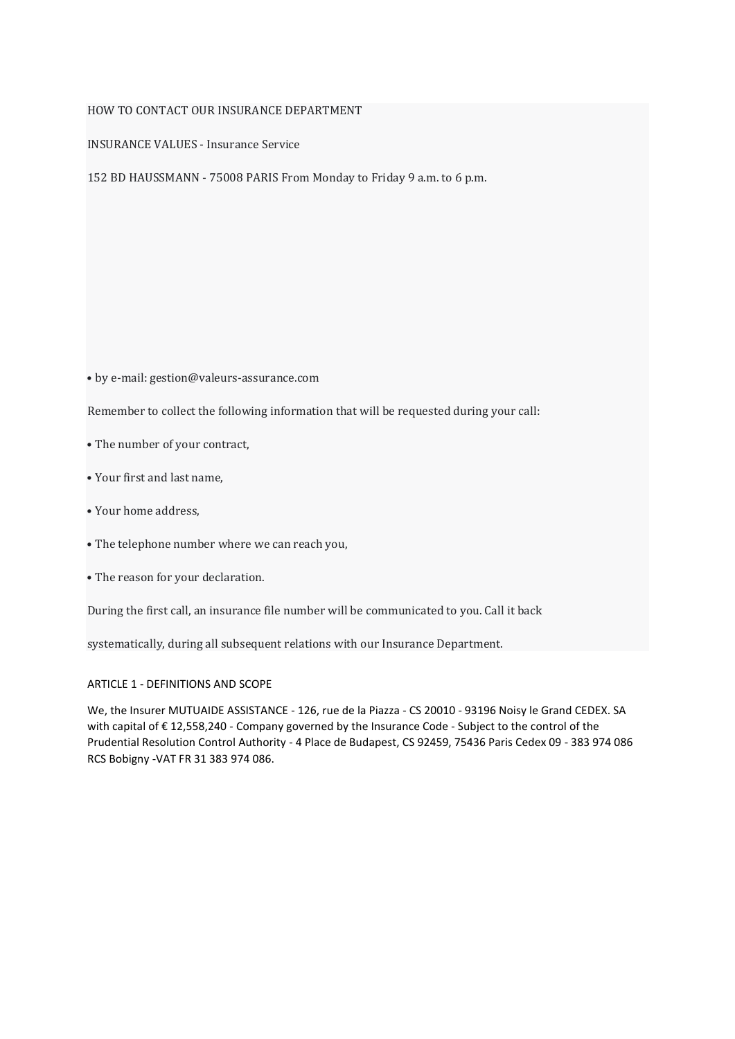HOW TO CONTACT OUR INSURANCE DEPARTMENT

INSURANCE VALUES - Insurance Service

152 BD HAUSSMANN - 75008 PARIS From Monday to Friday 9 a.m. to 6 p.m.

- by e-mail: gestion@valeurs-assurance.com

Remember to collect the following information that will be requested during your call:

- The number of your contract,
- Your first and last name,
- Your home address,
- The telephone number where we can reach you,
- The reason for your declaration.

During the first call, an insurance file number will be communicated to you. Call it back

systematically, during all subsequent relations with our Insurance Department.

## ARTICLE 1 - DEFINITIONS AND SCOPE

We, the Insurer MUTUAIDE ASSISTANCE - 126, rue de la Piazza - CS 20010 - 93196 Noisy le Grand CEDEX. SA with capital of € 12,558,240 - Company governed by the Insurance Code - Subject to the control of the Prudential Resolution Control Authority - 4 Place de Budapest, CS 92459, 75436 Paris Cedex 09 - 383 974 086 RCS Bobigny -VAT FR 31 383 974 086.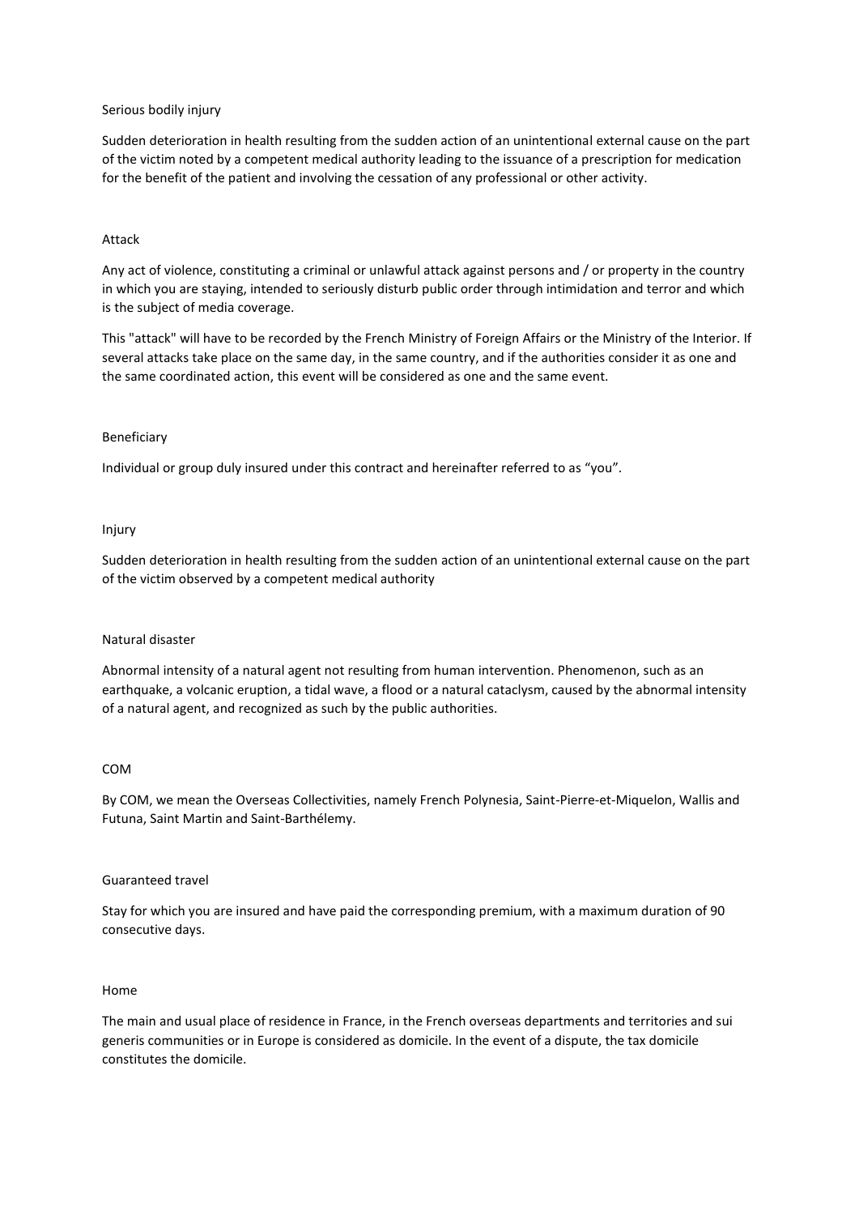### Serious bodily injury

Sudden deterioration in health resulting from the sudden action of an unintentional external cause on the part of the victim noted by a competent medical authority leading to the issuance of a prescription for medication for the benefit of the patient and involving the cessation of any professional or other activity.

### Attack

Any act of violence, constituting a criminal or unlawful attack against persons and / or property in the country in which you are staying, intended to seriously disturb public order through intimidation and terror and which is the subject of media coverage.

This "attack" will have to be recorded by the French Ministry of Foreign Affairs or the Ministry of the Interior. If several attacks take place on the same day, in the same country, and if the authorities consider it as one and the same coordinated action, this event will be considered as one and the same event.

### Beneficiary

Individual or group duly insured under this contract and hereinafter referred to as "you".

### Injury

Sudden deterioration in health resulting from the sudden action of an unintentional external cause on the part of the victim observed by a competent medical authority

### Natural disaster

Abnormal intensity of a natural agent not resulting from human intervention. Phenomenon, such as an earthquake, a volcanic eruption, a tidal wave, a flood or a natural cataclysm, caused by the abnormal intensity of a natural agent, and recognized as such by the public authorities.

### COM

By COM, we mean the Overseas Collectivities, namely French Polynesia, Saint-Pierre-et-Miquelon, Wallis and Futuna, Saint Martin and Saint-Barthélemy.

### Guaranteed travel

Stay for which you are insured and have paid the corresponding premium, with a maximum duration of 90 consecutive days.

### Home

The main and usual place of residence in France, in the French overseas departments and territories and sui generis communities or in Europe is considered as domicile. In the event of a dispute, the tax domicile constitutes the domicile.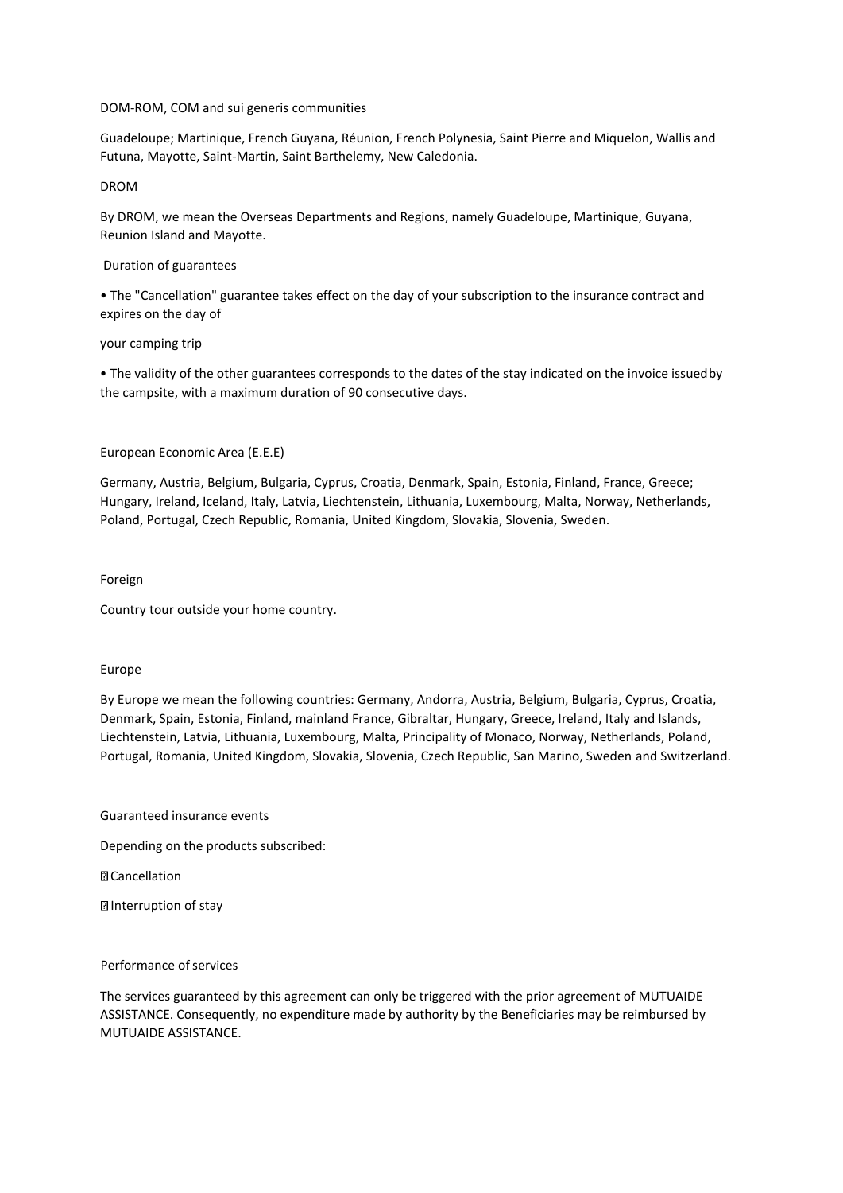DOM-ROM, COM and sui generis communities

Guadeloupe; Martinique, French Guyana, Réunion, French Polynesia, Saint Pierre and Miquelon, Wallis and Futuna, Mayotte, Saint-Martin, Saint Barthelemy, New Caledonia.

DROM

By DROM, we mean the Overseas Departments and Regions, namely Guadeloupe, Martinique, Guyana, Reunion Island and Mayotte.

Duration of guarantees

- The "Cancellation" guarantee takes effect on the day of your subscription to the insurance contract and expires on the day of

your camping trip

- The validity of the other guarantees corresponds to the dates of the stay indicated on the invoice issued by the campsite, with a maximum duration of 90 consecutive days.

European Economic Area (E.E.E)

Germany, Austria, Belgium, Bulgaria, Cyprus, Croatia, Denmark, Spain, Estonia, Finland, France, Greece; Hungary, Ireland, Iceland, Italy, Latvia, Liechtenstein, Lithuania, Luxembourg, Malta, Norway, Netherlands, Poland, Portugal, Czech Republic, Romania, United Kingdom, Slovakia, Slovenia, Sweden.

Foreign

Country tour outside your home country.

Europe

By Europe we mean the following countries: Germany, Andorra, Austria, Belgium, Bulgaria, Cyprus, Croatia, Denmark, Spain, Estonia, Finland, mainland France, Gibraltar, Hungary, Greece, Ireland, Italy and Islands, Liechtenstein, Latvia, Lithuania, Luxembourg, Malta, Principality of Monaco, Norway, Netherlands, Poland, Portugal, Romania, United Kingdom, Slovakia, Slovenia, Czech Republic, San Marino, Sweden and Switzerland.

Guaranteed insurance events

Depending on the products subscribed:

- Cancellation
- Interruption of stay

Performance of services

The services guaranteed by this agreement can only be triggered with the prior agreement of MUTUAIDE ASSISTANCE. Consequently, no expenditure made by authority by the Beneficiaries may be reimbursed by MUTUAIDE ASSISTANCE.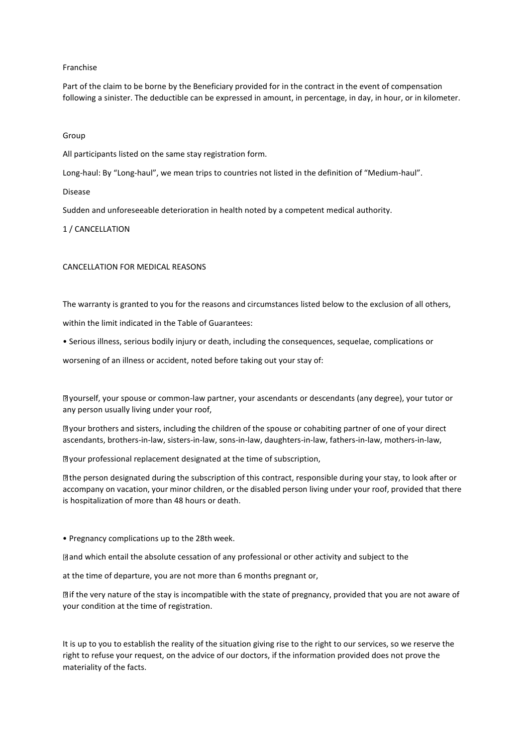Franchise

Part of the claim to be borne by the Beneficiary provided for in the contract in the event of compensation following a sinister. The deductible can be expressed in amount, in percentage, in day, in hour, or in kilometer.

Group

All participants listed on the same stay registration form.

Long-haul: By "Long-haul", we mean trips to countries not listed in the definition of "Medium-haul".

Disease

Sudden and unforeseeable deterioration in health noted by a competent medical authority.

## 1 / CANCELLATION

### CANCELLATION FOR MEDICAL REASONS

The warranty is granted to you for the reasons and circumstances listed below to the exclusion of all others,

within the limit indicated in the Table of Guarantees:

- Serious illness, serious bodily injury or death, including the consequences, sequelae, complications or

worsening of an illness or accident, noted before taking out your stay of:

  - yourself, your spouse or common-law partner, your ascendants or descendants (any degree), your tutor or any person usually living under your roof,
  - your brothers and sisters, including the children of the spouse or cohabiting partner of one of your direct ascendants, brothers-in-law, sisters-in-law, sons-in-law, daughters-in-law, fathers-in-law, mothers-in-law,
  - your professional replacement designated at the time of subscription,
  - the person designated during the subscription of this contract, responsible during your stay, to look after or accompany on vacation, your minor children, or the disabled person living under your roof, provided that there is hospitalization of more than 48 hours or death.

- Pregnancy complications up to the 28th week.

  - and which entail the absolute cessation of any professional or other activity and subject to the

at the time of departure, you are not more than 6 months pregnant or,

  - if the very nature of the stay is incompatible with the state of pregnancy, provided that you are not aware of your condition at the time of registration.

It is up to you to establish the reality of the situation giving rise to the right to our services, so we reserve the right to refuse your request, on the advice of our doctors, if the information provided does not prove the materiality of the facts.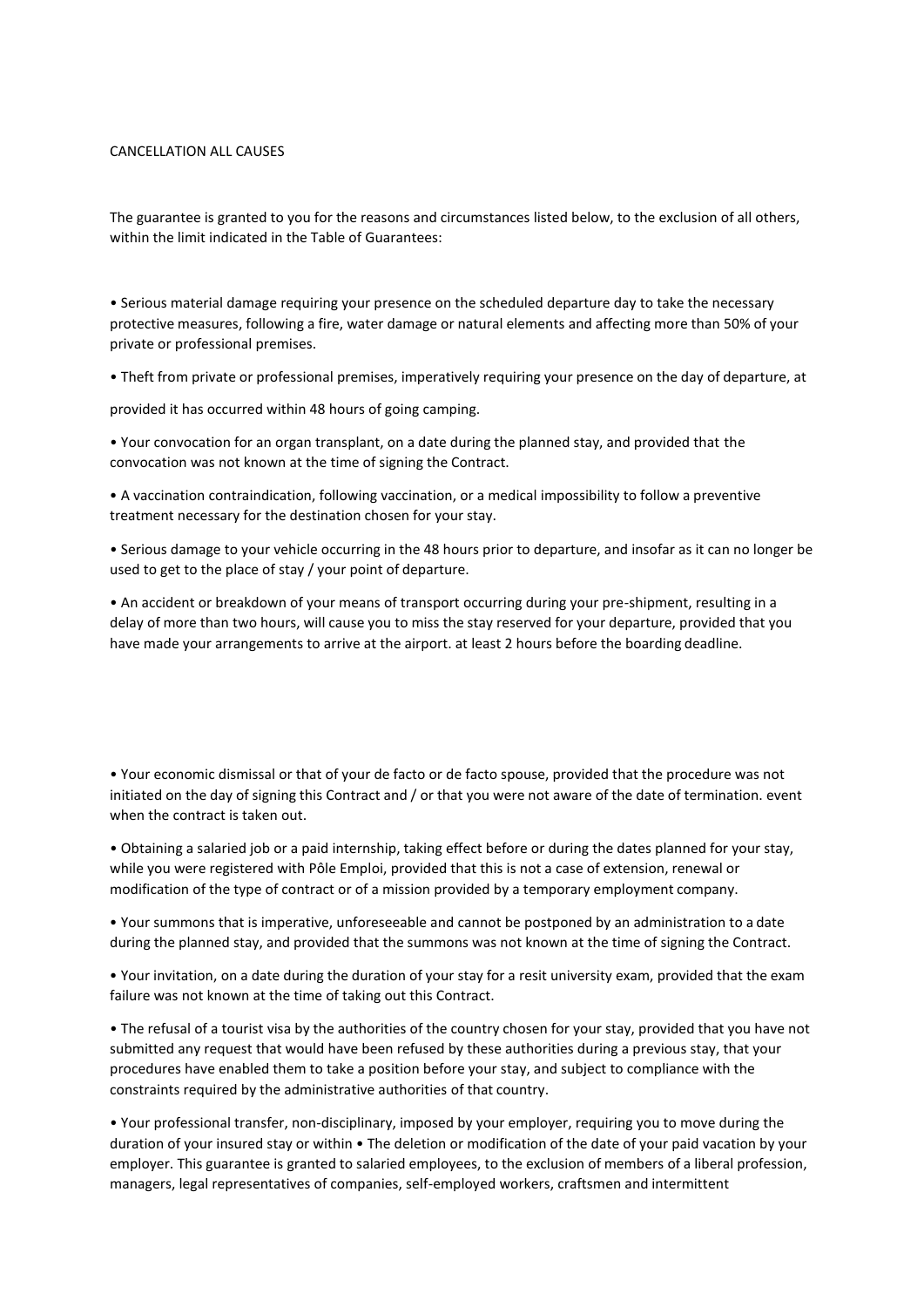CANCELLATION ALL CAUSES

The guarantee is granted to you for the reasons and circumstances listed below, to the exclusion of all others, within the limit indicated in the Table of Guarantees:

- Serious material damage requiring your presence on the scheduled departure day to take the necessary protective measures, following a fire, water damage or natural elements and affecting more than 50% of your private or professional premises.
- Theft from private or professional premises, imperatively requiring your presence on the day of departure, at

provided it has occurred within 48 hours of going camping.

- Your convocation for an organ transplant, on a date during the planned stay, and provided that the convocation was not known at the time of signing the Contract.
- A vaccination contraindication, following vaccination, or a medical impossibility to follow a preventive treatment necessary for the destination chosen for your stay.
- Serious damage to your vehicle occurring in the 48 hours prior to departure, and insofar as it can no longer be used to get to the place of stay / your point of departure.
- An accident or breakdown of your means of transport occurring during your pre-shipment, resulting in a delay of more than two hours, will cause you to miss the stay reserved for your departure, provided that you have made your arrangements to arrive at the airport. at least 2 hours before the boarding deadline.

- Your economic dismissal or that of your de facto or de facto spouse, provided that the procedure was not initiated on the day of signing this Contract and / or that you were not aware of the date of termination. event when the contract is taken out.
- Obtaining a salaried job or a paid internship, taking effect before or during the dates planned for your stay, while you were registered with Pôle Emploi, provided that this is not a case of extension, renewal or modification of the type of contract or of a mission provided by a temporary employment company.
- Your summons that is imperative, unforeseeable and cannot be postponed by an administration to a date during the planned stay, and provided that the summons was not known at the time of signing the Contract.
- Your invitation, on a date during the duration of your stay for a resit university exam, provided that the exam failure was not known at the time of taking out this Contract.
- The refusal of a tourist visa by the authorities of the country chosen for your stay, provided that you have not submitted any request that would have been refused by these authorities during a previous stay, that your procedures have enabled them to take a position before your stay, and subject to compliance with the constraints required by the administrative authorities of that country.
- Your professional transfer, non-disciplinary, imposed by your employer, requiring you to move during the duration of your insured stay or within • The deletion or modification of the date of your paid vacation by your employer. This guarantee is granted to salaried employees, to the exclusion of members of a liberal profession, managers, legal representatives of companies, self-employed workers, craftsmen and intermittent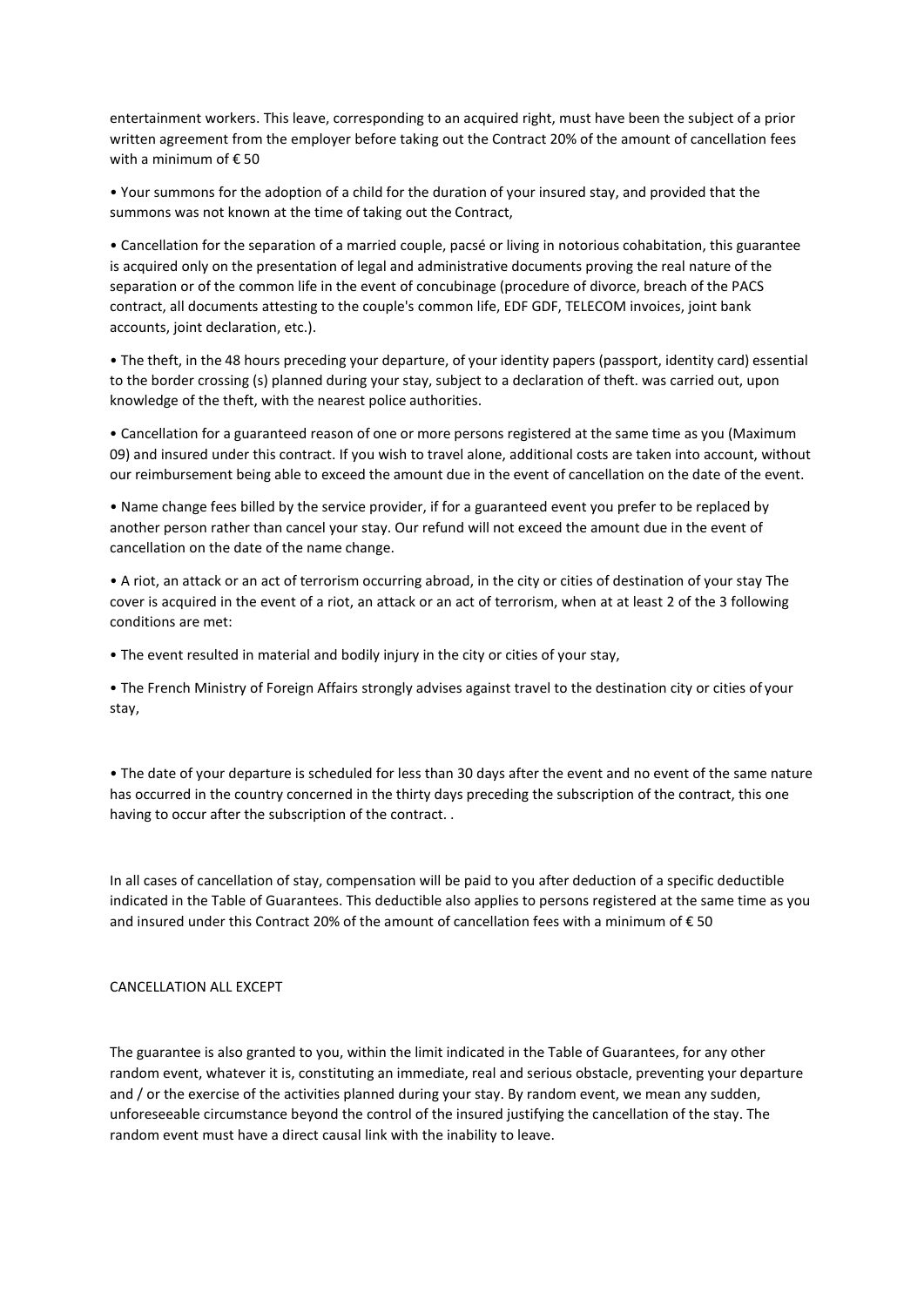entertainment workers. This leave, corresponding to an acquired right, must have been the subject of a prior written agreement from the employer before taking out the Contract 20% of the amount of cancellation fees with a minimum of € 50

- Your summons for the adoption of a child for the duration of your insured stay, and provided that the summons was not known at the time of taking out the Contract,

- Cancellation for the separation of a married couple, pacsé or living in notorious cohabitation, this guarantee is acquired only on the presentation of legal and administrative documents proving the real nature of the separation or of the common life in the event of concubinage (procedure of divorce, breach of the PACS contract, all documents attesting to the couple's common life, EDF GDF, TELECOM invoices, joint bank accounts, joint declaration, etc.).

- The theft, in the 48 hours preceding your departure, of your identity papers (passport, identity card) essential to the border crossing (s) planned during your stay, subject to a declaration of theft. was carried out, upon knowledge of the theft, with the nearest police authorities.

- Cancellation for a guaranteed reason of one or more persons registered at the same time as you (Maximum 09) and insured under this contract. If you wish to travel alone, additional costs are taken into account, without our reimbursement being able to exceed the amount due in the event of cancellation on the date of the event.

- Name change fees billed by the service provider, if for a guaranteed event you prefer to be replaced by another person rather than cancel your stay. Our refund will not exceed the amount due in the event of cancellation on the date of the name change.

- A riot, an attack or an act of terrorism occurring abroad, in the city or cities of destination of your stay The cover is acquired in the event of a riot, an attack or an act of terrorism, when at at least 2 of the 3 following conditions are met:

- The event resulted in material and bodily injury in the city or cities of your stay,

- The French Ministry of Foreign Affairs strongly advises against travel to the destination city or cities of your stay,

- The date of your departure is scheduled for less than 30 days after the event and no event of the same nature has occurred in the country concerned in the thirty days preceding the subscription of the contract, this one having to occur after the subscription of the contract. .

In all cases of cancellation of stay, compensation will be paid to you after deduction of a specific deductible indicated in the Table of Guarantees. This deductible also applies to persons registered at the same time as you and insured under this Contract 20% of the amount of cancellation fees with a minimum of € 50

CANCELLATION ALL EXCEPT

The guarantee is also granted to you, within the limit indicated in the Table of Guarantees, for any other random event, whatever it is, constituting an immediate, real and serious obstacle, preventing your departure and / or the exercise of the activities planned during your stay. By random event, we mean any sudden, unforeseeable circumstance beyond the control of the insured justifying the cancellation of the stay. The random event must have a direct causal link with the inability to leave.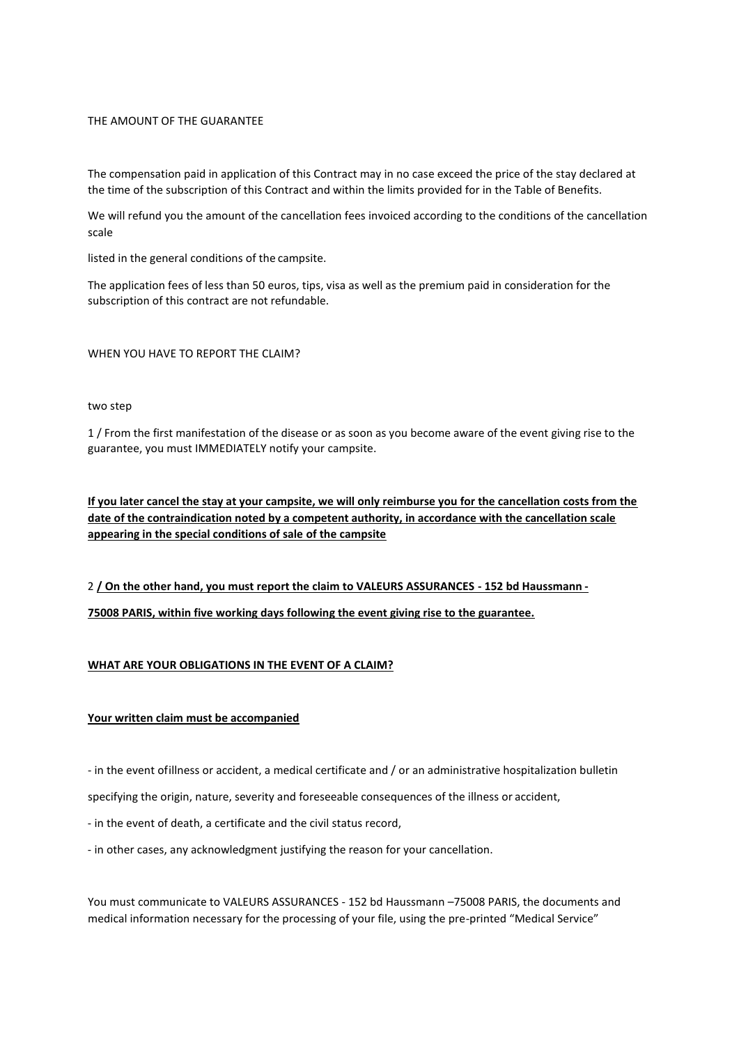THE AMOUNT OF THE GUARANTEE

The compensation paid in application of this Contract may in no case exceed the price of the stay declared at the time of the subscription of this Contract and within the limits provided for in the Table of Benefits.

We will refund you the amount of the cancellation fees invoiced according to the conditions of the cancellation scale

listed in the general conditions of the campsite.

The application fees of less than 50 euros, tips, visa as well as the premium paid in consideration for the subscription of this contract are not refundable.

WHEN YOU HAVE TO REPORT THE CLAIM?

two step

1 / From the first manifestation of the disease or as soon as you become aware of the event giving rise to the guarantee, you must IMMEDIATELY notify your campsite.

**If you later cancel the stay at your campsite, we will only reimburse you for the cancellation costs from the date of the contraindication noted by a competent authority, in accordance with the cancellation scale appearing in the special conditions of sale of the campsite**

2 **/ On the other hand, you must report the claim to VALEURS ASSURANCES - 152 bd Haussmann - 75008 PARIS, within five working days following the event giving rise to the guarantee.**

**WHAT ARE YOUR OBLIGATIONS IN THE EVENT OF A CLAIM?**

**Your written claim must be accompanied**

- in the event ofillness or accident, a medical certificate and / or an administrative hospitalization bulletin specifying the origin, nature, severity and foreseeable consequences of the illness or accident,
- in the event of death, a certificate and the civil status record,
- in other cases, any acknowledgment justifying the reason for your cancellation.

You must communicate to VALEURS ASSURANCES - 152 bd Haussmann –75008 PARIS, the documents and medical information necessary for the processing of your file, using the pre-printed "Medical Service"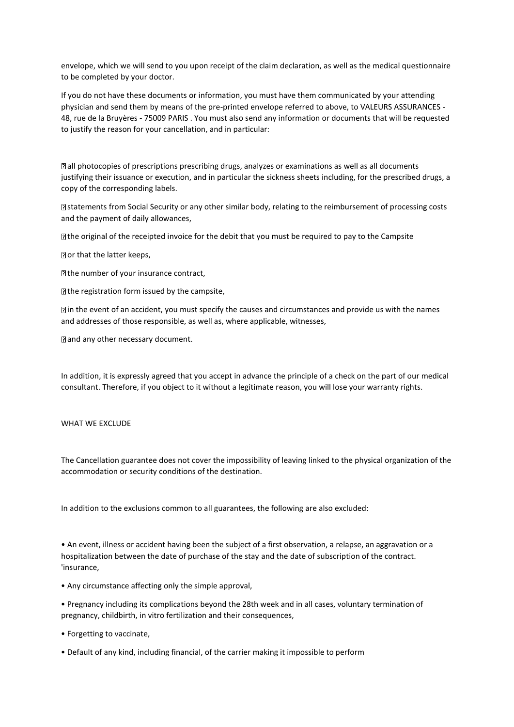envelope, which we will send to you upon receipt of the claim declaration, as well as the medical questionnaire to be completed by your doctor.

If you do not have these documents or information, you must have them communicated by your attending physician and send them by means of the pre-printed envelope referred to above, to VALEURS ASSURANCES - 48, rue de la Bruyères - 75009 PARIS . You must also send any information or documents that will be requested to justify the reason for your cancellation, and in particular:

- all photocopies of prescriptions prescribing drugs, analyzes or examinations as well as all documents justifying their issuance or execution, and in particular the sickness sheets including, for the prescribed drugs, a copy of the corresponding labels.
- statements from Social Security or any other similar body, relating to the reimbursement of processing costs and the payment of daily allowances,
- the original of the receipted invoice for the debit that you must be required to pay to the Campsite
- or that the latter keeps,
- the number of your insurance contract,
- the registration form issued by the campsite,
- in the event of an accident, you must specify the causes and circumstances and provide us with the names and addresses of those responsible, as well as, where applicable, witnesses,
- and any other necessary document.

In addition, it is expressly agreed that you accept in advance the principle of a check on the part of our medical consultant. Therefore, if you object to it without a legitimate reason, you will lose your warranty rights.

WHAT WE EXCLUDE

The Cancellation guarantee does not cover the impossibility of leaving linked to the physical organization of the accommodation or security conditions of the destination.

In addition to the exclusions common to all guarantees, the following are also excluded:

- An event, illness or accident having been the subject of a first observation, a relapse, an aggravation or a hospitalization between the date of purchase of the stay and the date of subscription of the contract. 'insurance,
- Any circumstance affecting only the simple approval,
- Pregnancy including its complications beyond the 28th week and in all cases, voluntary termination of pregnancy, childbirth, in vitro fertilization and their consequences,
- Forgetting to vaccinate,
- Default of any kind, including financial, of the carrier making it impossible to perform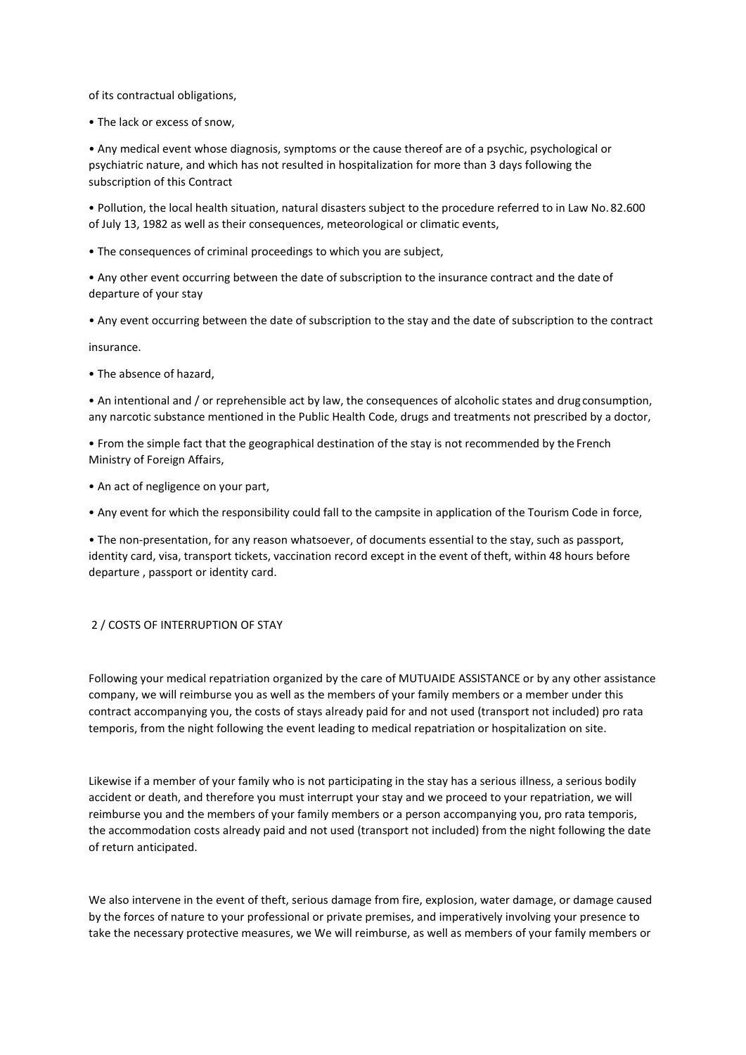of its contractual obligations,

- The lack or excess of snow,
- Any medical event whose diagnosis, symptoms or the cause thereof are of a psychic, psychological or psychiatric nature, and which has not resulted in hospitalization for more than 3 days following the subscription of this Contract
- Pollution, the local health situation, natural disasters subject to the procedure referred to in Law No. 82.600 of July 13, 1982 as well as their consequences, meteorological or climatic events,
- The consequences of criminal proceedings to which you are subject,
- Any other event occurring between the date of subscription to the insurance contract and the date of departure of your stay
- Any event occurring between the date of subscription to the stay and the date of subscription to the contract

insurance.

- The absence of hazard,
- An intentional and / or reprehensible act by law, the consequences of alcoholic states and drug consumption, any narcotic substance mentioned in the Public Health Code, drugs and treatments not prescribed by a doctor,
- From the simple fact that the geographical destination of the stay is not recommended by the French Ministry of Foreign Affairs,
- An act of negligence on your part,
- Any event for which the responsibility could fall to the campsite in application of the Tourism Code in force,
- The non-presentation, for any reason whatsoever, of documents essential to the stay, such as passport, identity card, visa, transport tickets, vaccination record except in the event of theft, within 48 hours before departure , passport or identity card.

## 2 / COSTS OF INTERRUPTION OF STAY

Following your medical repatriation organized by the care of MUTUAIDE ASSISTANCE or by any other assistance company, we will reimburse you as well as the members of your family members or a member under this contract accompanying you, the costs of stays already paid for and not used (transport not included) pro rata temporis, from the night following the event leading to medical repatriation or hospitalization on site.

Likewise if a member of your family who is not participating in the stay has a serious illness, a serious bodily accident or death, and therefore you must interrupt your stay and we proceed to your repatriation, we will reimburse you and the members of your family members or a person accompanying you, pro rata temporis, the accommodation costs already paid and not used (transport not included) from the night following the date of return anticipated.

We also intervene in the event of theft, serious damage from fire, explosion, water damage, or damage caused by the forces of nature to your professional or private premises, and imperatively involving your presence to take the necessary protective measures, we We will reimburse, as well as members of your family members or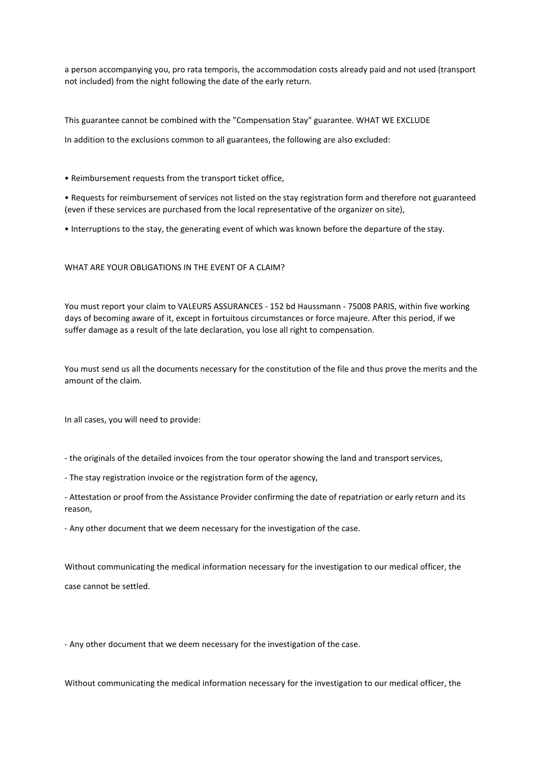a person accompanying you, pro rata temporis, the accommodation costs already paid and not used (transport not included) from the night following the date of the early return.

This guarantee cannot be combined with the "Compensation Stay" guarantee. WHAT WE EXCLUDE

In addition to the exclusions common to all guarantees, the following are also excluded:

- Reimbursement requests from the transport ticket office,
- Requests for reimbursement of services not listed on the stay registration form and therefore not guaranteed (even if these services are purchased from the local representative of the organizer on site),
- Interruptions to the stay, the generating event of which was known before the departure of the stay.

WHAT ARE YOUR OBLIGATIONS IN THE EVENT OF A CLAIM?

You must report your claim to VALEURS ASSURANCES - 152 bd Haussmann - 75008 PARIS, within five working days of becoming aware of it, except in fortuitous circumstances or force majeure. After this period, if we suffer damage as a result of the late declaration, you lose all right to compensation.

You must send us all the documents necessary for the constitution of the file and thus prove the merits and the amount of the claim.

In all cases, you will need to provide:

- the originals of the detailed invoices from the tour operator showing the land and transport services,
- The stay registration invoice or the registration form of the agency,
- Attestation or proof from the Assistance Provider confirming the date of repatriation or early return and its reason,
- Any other document that we deem necessary for the investigation of the case.

Without communicating the medical information necessary for the investigation to our medical officer, the case cannot be settled.

- Any other document that we deem necessary for the investigation of the case.

Without communicating the medical information necessary for the investigation to our medical officer, the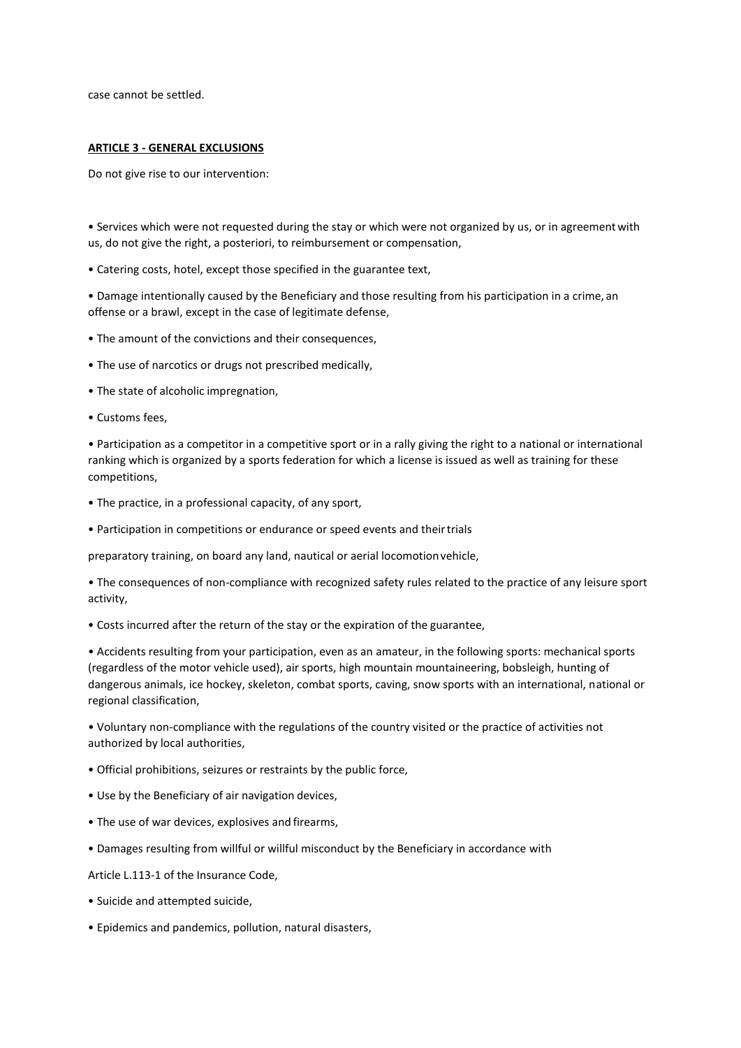case cannot be settled.

## ARTICLE 3 - GENERAL EXCLUSIONS

Do not give rise to our intervention:

- Services which were not requested during the stay or which were not organized by us, or in agreement with us, do not give the right, a posteriori, to reimbursement or compensation,
- Catering costs, hotel, except those specified in the guarantee text,
- Damage intentionally caused by the Beneficiary and those resulting from his participation in a crime, an offense or a brawl, except in the case of legitimate defense,
- The amount of the convictions and their consequences,
- The use of narcotics or drugs not prescribed medically,
- The state of alcoholic impregnation,
- Customs fees,
- Participation as a competitor in a competitive sport or in a rally giving the right to a national or international ranking which is organized by a sports federation for which a license is issued as well as training for these competitions,
- The practice, in a professional capacity, of any sport,
- Participation in competitions or endurance or speed events and their trials

preparatory training, on board any land, nautical or aerial locomotion vehicle,

- The consequences of non-compliance with recognized safety rules related to the practice of any leisure sport activity,
- Costs incurred after the return of the stay or the expiration of the guarantee,
- Accidents resulting from your participation, even as an amateur, in the following sports: mechanical sports (regardless of the motor vehicle used), air sports, high mountain mountaineering, bobsleigh, hunting of dangerous animals, ice hockey, skeleton, combat sports, caving, snow sports with an international, national or regional classification,
- Voluntary non-compliance with the regulations of the country visited or the practice of activities not authorized by local authorities,
- Official prohibitions, seizures or restraints by the public force,
- Use by the Beneficiary of air navigation devices,
- The use of war devices, explosives and firearms,
- Damages resulting from willful or willful misconduct by the Beneficiary in accordance with

Article L.113-1 of the Insurance Code,

- Suicide and attempted suicide,
- Epidemics and pandemics, pollution, natural disasters,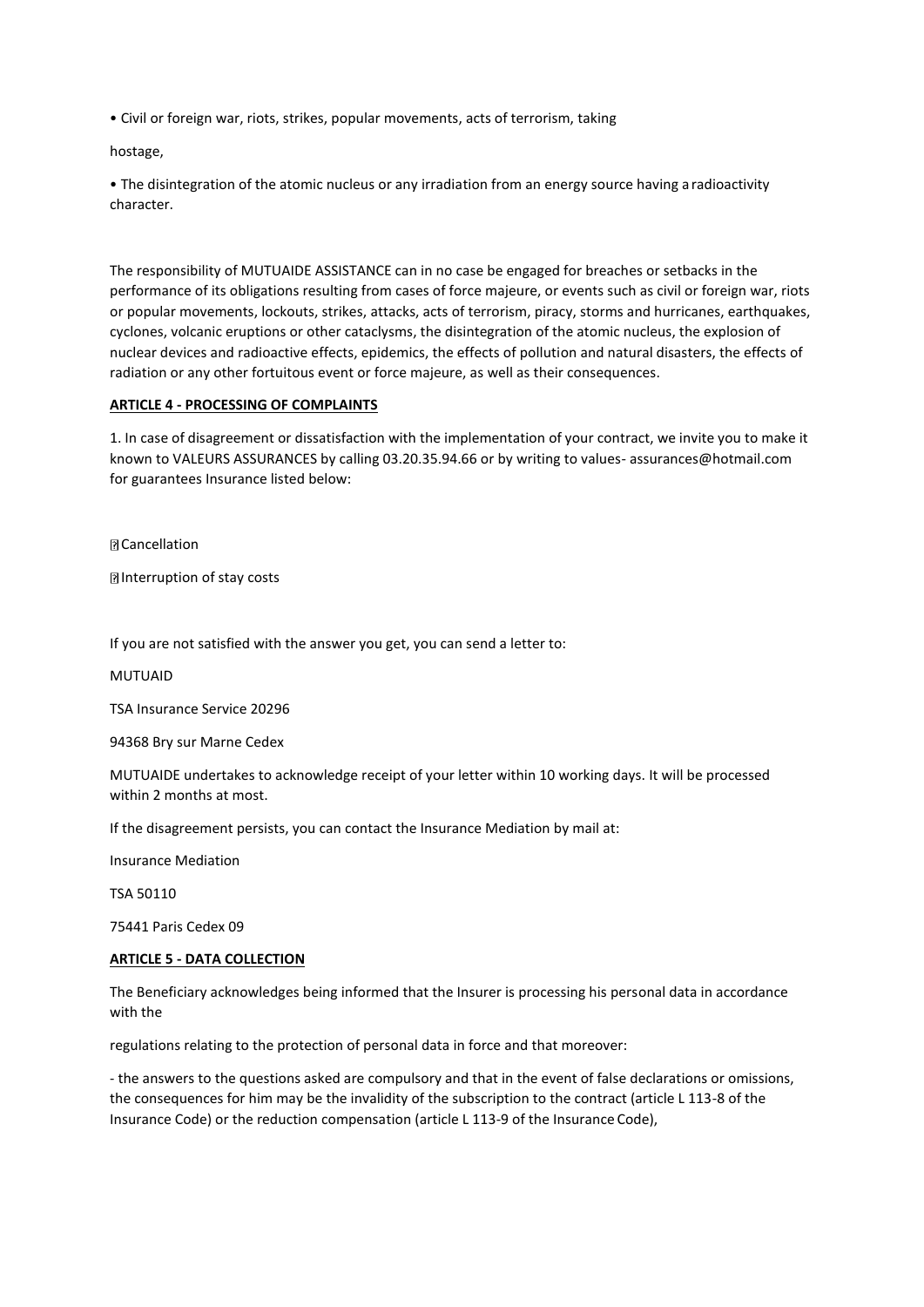• Civil or foreign war, riots, strikes, popular movements, acts of terrorism, taking

hostage,

• The disintegration of the atomic nucleus or any irradiation from an energy source having a radioactivity character.

The responsibility of MUTUAIDE ASSISTANCE can in no case be engaged for breaches or setbacks in the performance of its obligations resulting from cases of force majeure, or events such as civil or foreign war, riots or popular movements, lockouts, strikes, attacks, acts of terrorism, piracy, storms and hurricanes, earthquakes, cyclones, volcanic eruptions or other cataclysms, the disintegration of the atomic nucleus, the explosion of nuclear devices and radioactive effects, epidemics, the effects of pollution and natural disasters, the effects of radiation or any other fortuitous event or force majeure, as well as their consequences.

**ARTICLE 4 - PROCESSING OF COMPLAINTS**

1. In case of disagreement or dissatisfaction with the implementation of your contract, we invite you to make it known to VALEURS ASSURANCES by calling 03.20.35.94.66 or by writing to values- assurances@hotmail.com for guarantees Insurance listed below:

- Cancellation
- Interruption of stay costs

If you are not satisfied with the answer you get, you can send a letter to:

MUTUAID

TSA Insurance Service 20296

94368 Bry sur Marne Cedex

MUTUAIDE undertakes to acknowledge receipt of your letter within 10 working days. It will be processed within 2 months at most.

If the disagreement persists, you can contact the Insurance Mediation by mail at:

Insurance Mediation

TSA 50110

75441 Paris Cedex 09

**ARTICLE 5 - DATA COLLECTION**

The Beneficiary acknowledges being informed that the Insurer is processing his personal data in accordance with the

regulations relating to the protection of personal data in force and that moreover:

- the answers to the questions asked are compulsory and that in the event of false declarations or omissions, the consequences for him may be the invalidity of the subscription to the contract (article L 113-8 of the Insurance Code) or the reduction compensation (article L 113-9 of the Insurance Code),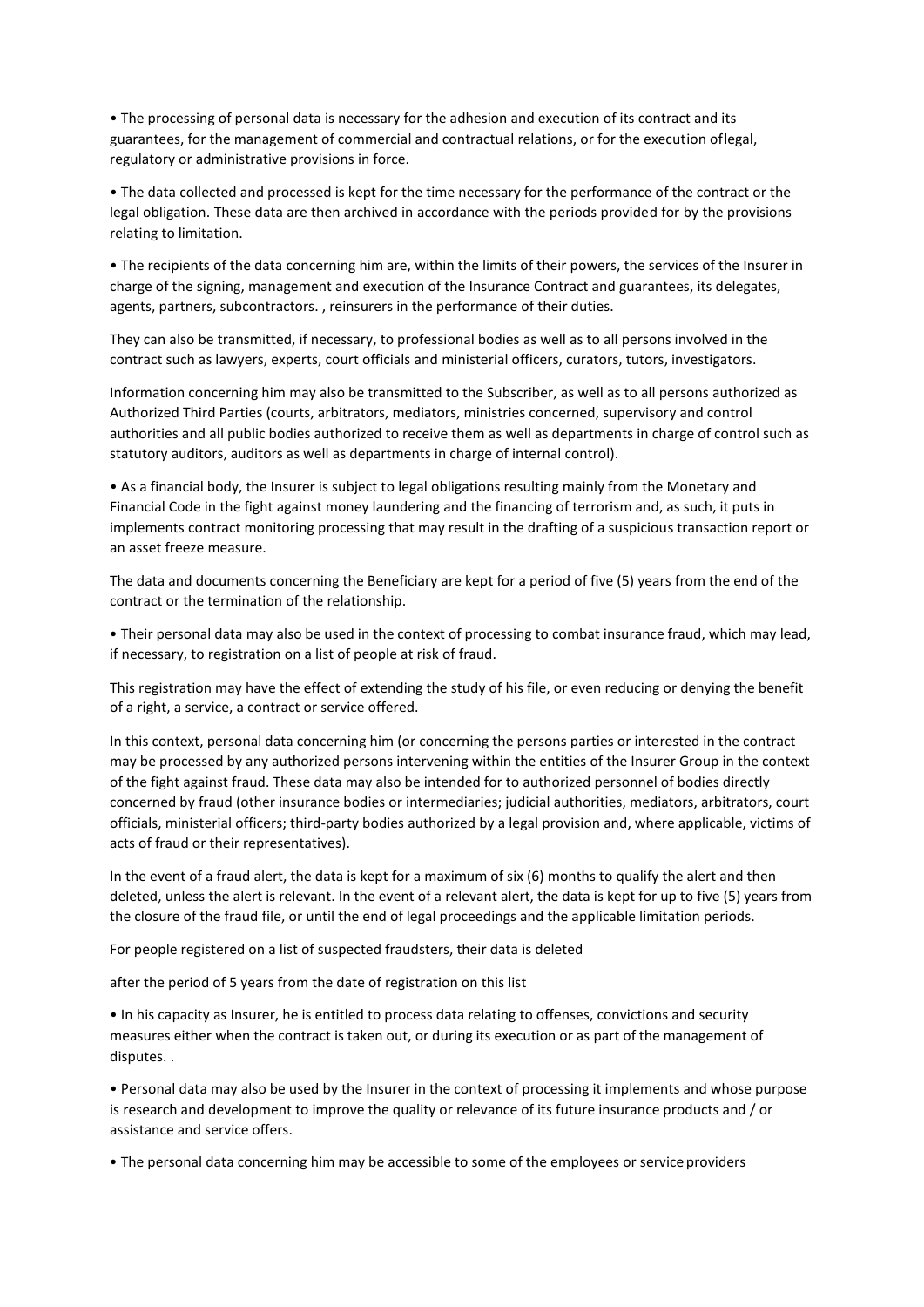- The processing of personal data is necessary for the adhesion and execution of its contract and its guarantees, for the management of commercial and contractual relations, or for the execution oflegal, regulatory or administrative provisions in force.

- The data collected and processed is kept for the time necessary for the performance of the contract or the legal obligation. These data are then archived in accordance with the periods provided for by the provisions relating to limitation.

- The recipients of the data concerning him are, within the limits of their powers, the services of the Insurer in charge of the signing, management and execution of the Insurance Contract and guarantees, its delegates, agents, partners, subcontractors. , reinsurers in the performance of their duties.

They can also be transmitted, if necessary, to professional bodies as well as to all persons involved in the contract such as lawyers, experts, court officials and ministerial officers, curators, tutors, investigators.

Information concerning him may also be transmitted to the Subscriber, as well as to all persons authorized as Authorized Third Parties (courts, arbitrators, mediators, ministries concerned, supervisory and control authorities and all public bodies authorized to receive them as well as departments in charge of control such as statutory auditors, auditors as well as departments in charge of internal control).

- As a financial body, the Insurer is subject to legal obligations resulting mainly from the Monetary and Financial Code in the fight against money laundering and the financing of terrorism and, as such, it puts in implements contract monitoring processing that may result in the drafting of a suspicious transaction report or an asset freeze measure.

The data and documents concerning the Beneficiary are kept for a period of five (5) years from the end of the contract or the termination of the relationship.

- Their personal data may also be used in the context of processing to combat insurance fraud, which may lead, if necessary, to registration on a list of people at risk of fraud.

This registration may have the effect of extending the study of his file, or even reducing or denying the benefit of a right, a service, a contract or service offered.

In this context, personal data concerning him (or concerning the persons parties or interested in the contract may be processed by any authorized persons intervening within the entities of the Insurer Group in the context of the fight against fraud. These data may also be intended for to authorized personnel of bodies directly concerned by fraud (other insurance bodies or intermediaries; judicial authorities, mediators, arbitrators, court officials, ministerial officers; third-party bodies authorized by a legal provision and, where applicable, victims of acts of fraud or their representatives).

In the event of a fraud alert, the data is kept for a maximum of six (6) months to qualify the alert and then deleted, unless the alert is relevant. In the event of a relevant alert, the data is kept for up to five (5) years from the closure of the fraud file, or until the end of legal proceedings and the applicable limitation periods.

For people registered on a list of suspected fraudsters, their data is deleted

after the period of 5 years from the date of registration on this list

- In his capacity as Insurer, he is entitled to process data relating to offenses, convictions and security measures either when the contract is taken out, or during its execution or as part of the management of disputes. .

- Personal data may also be used by the Insurer in the context of processing it implements and whose purpose is research and development to improve the quality or relevance of its future insurance products and / or assistance and service offers.

- The personal data concerning him may be accessible to some of the employees or service providers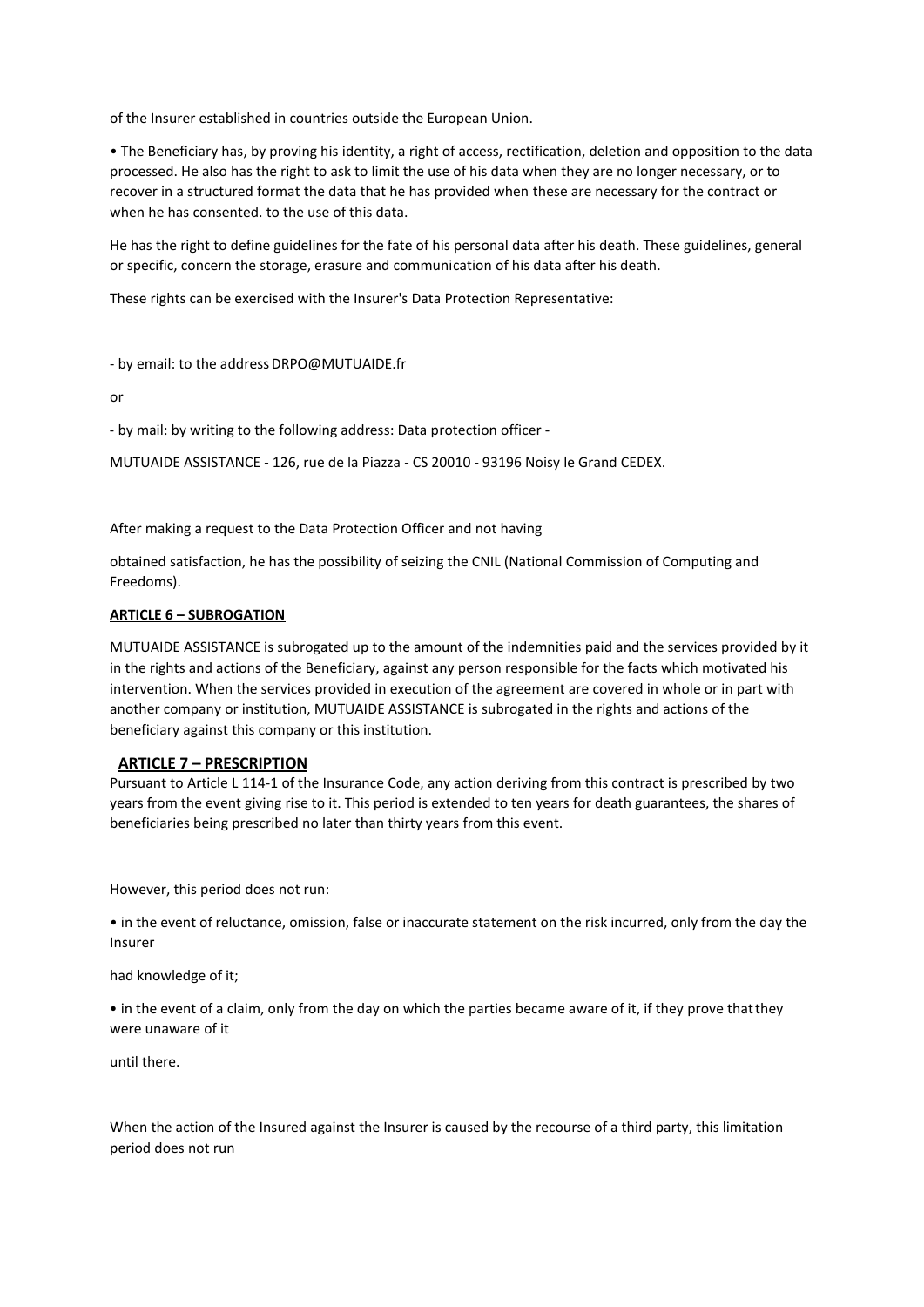of the Insurer established in countries outside the European Union.

• The Beneficiary has, by proving his identity, a right of access, rectification, deletion and opposition to the data processed. He also has the right to ask to limit the use of his data when they are no longer necessary, or to recover in a structured format the data that he has provided when these are necessary for the contract or when he has consented. to the use of this data.

He has the right to define guidelines for the fate of his personal data after his death. These guidelines, general or specific, concern the storage, erasure and communication of his data after his death.

These rights can be exercised with the Insurer's Data Protection Representative:

- by email: to the address DRPO@MUTUAIDE.fr

or

- by mail: by writing to the following address: Data protection officer -

MUTUAIDE ASSISTANCE - 126, rue de la Piazza - CS 20010 - 93196 Noisy le Grand CEDEX.

After making a request to the Data Protection Officer and not having

obtained satisfaction, he has the possibility of seizing the CNIL (National Commission of Computing and Freedoms).

## ARTICLE 6 – SUBROGATION

MUTUAIDE ASSISTANCE is subrogated up to the amount of the indemnities paid and the services provided by it in the rights and actions of the Beneficiary, against any person responsible for the facts which motivated his intervention. When the services provided in execution of the agreement are covered in whole or in part with another company or institution, MUTUAIDE ASSISTANCE is subrogated in the rights and actions of the beneficiary against this company or this institution.

## ARTICLE 7 – PRESCRIPTION

Pursuant to Article L 114-1 of the Insurance Code, any action deriving from this contract is prescribed by two years from the event giving rise to it. This period is extended to ten years for death guarantees, the shares of beneficiaries being prescribed no later than thirty years from this event.

However, this period does not run:

• in the event of reluctance, omission, false or inaccurate statement on the risk incurred, only from the day the Insurer

had knowledge of it;

• in the event of a claim, only from the day on which the parties became aware of it, if they prove that they were unaware of it

until there.

When the action of the Insured against the Insurer is caused by the recourse of a third party, this limitation period does not run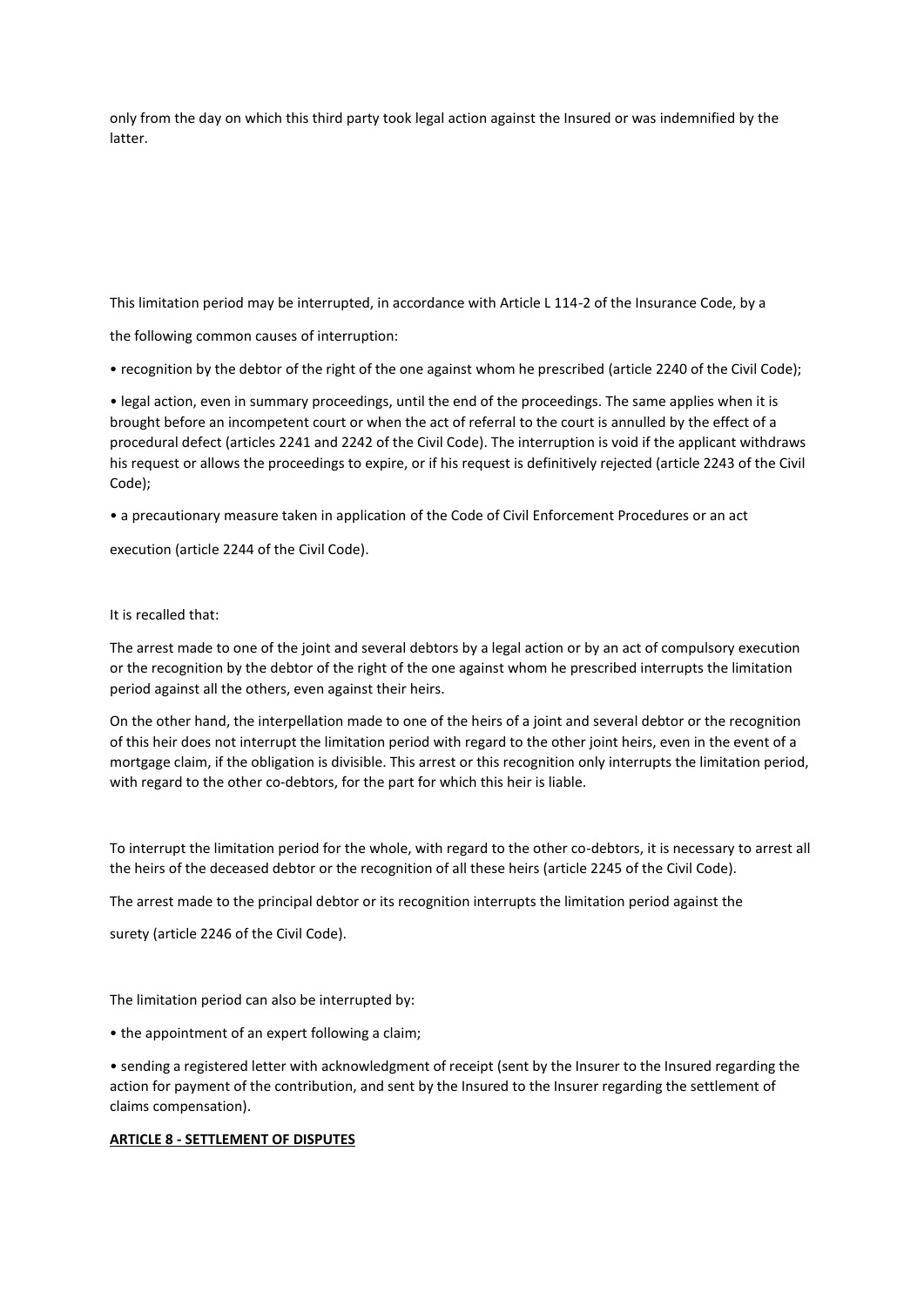only from the day on which this third party took legal action against the Insured or was indemnified by the latter.

This limitation period may be interrupted, in accordance with Article L 114-2 of the Insurance Code, by a

the following common causes of interruption:

- recognition by the debtor of the right of the one against whom he prescribed (article 2240 of the Civil Code);
- legal action, even in summary proceedings, until the end of the proceedings. The same applies when it is brought before an incompetent court or when the act of referral to the court is annulled by the effect of a procedural defect (articles 2241 and 2242 of the Civil Code). The interruption is void if the applicant withdraws his request or allows the proceedings to expire, or if his request is definitively rejected (article 2243 of the Civil Code);
- a precautionary measure taken in application of the Code of Civil Enforcement Procedures or an act

execution (article 2244 of the Civil Code).

It is recalled that:

The arrest made to one of the joint and several debtors by a legal action or by an act of compulsory execution or the recognition by the debtor of the right of the one against whom he prescribed interrupts the limitation period against all the others, even against their heirs.

On the other hand, the interpellation made to one of the heirs of a joint and several debtor or the recognition of this heir does not interrupt the limitation period with regard to the other joint heirs, even in the event of a mortgage claim, if the obligation is divisible. This arrest or this recognition only interrupts the limitation period, with regard to the other co-debtors, for the part for which this heir is liable.

To interrupt the limitation period for the whole, with regard to the other co-debtors, it is necessary to arrest all the heirs of the deceased debtor or the recognition of all these heirs (article 2245 of the Civil Code).

The arrest made to the principal debtor or its recognition interrupts the limitation period against the

surety (article 2246 of the Civil Code).

The limitation period can also be interrupted by:

- the appointment of an expert following a claim;
- sending a registered letter with acknowledgment of receipt (sent by the Insurer to the Insured regarding the action for payment of the contribution, and sent by the Insured to the Insurer regarding the settlement of claims compensation).

**ARTICLE 8 - SETTLEMENT OF DISPUTES**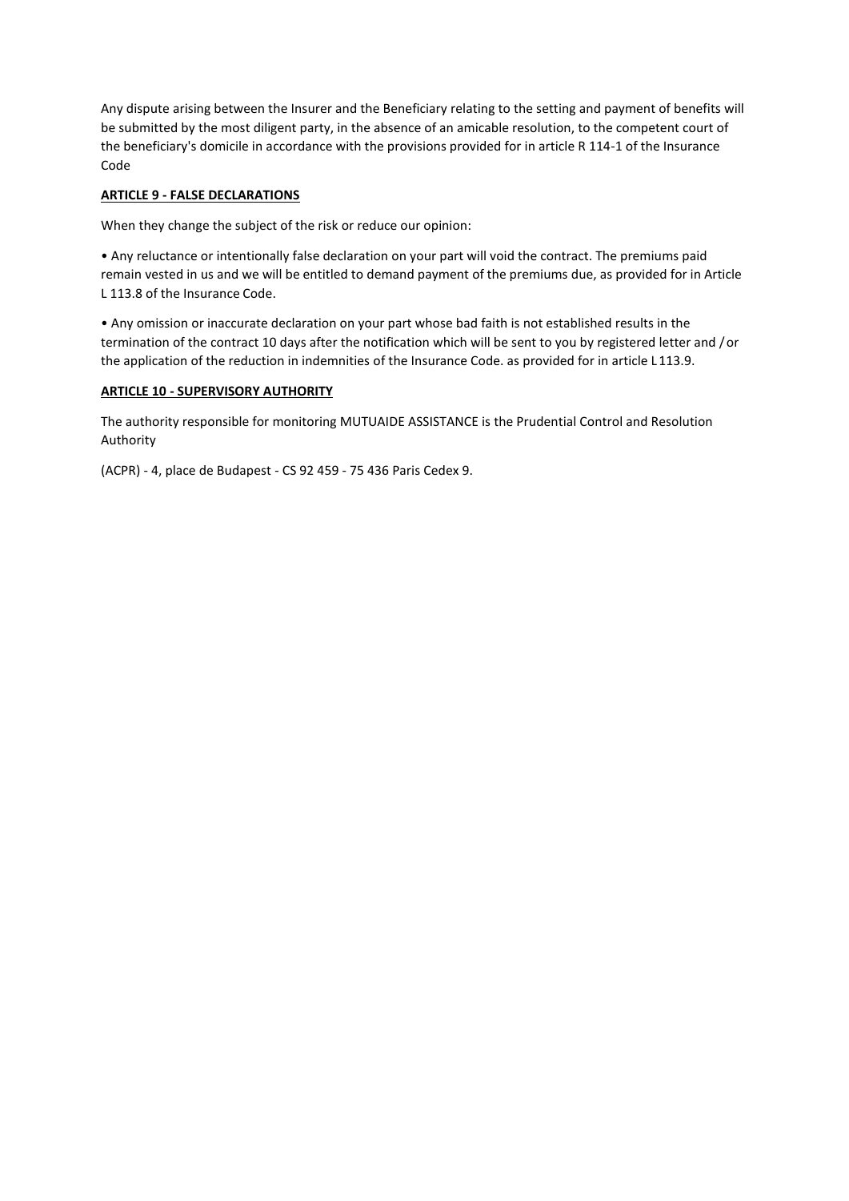Any dispute arising between the Insurer and the Beneficiary relating to the setting and payment of benefits will be submitted by the most diligent party, in the absence of an amicable resolution, to the competent court of the beneficiary's domicile in accordance with the provisions provided for in article R 114-1 of the Insurance Code

## ARTICLE 9 - FALSE DECLARATIONS

When they change the subject of the risk or reduce our opinion:

• Any reluctance or intentionally false declaration on your part will void the contract. The premiums paid remain vested in us and we will be entitled to demand payment of the premiums due, as provided for in Article L 113.8 of the Insurance Code.

• Any omission or inaccurate declaration on your part whose bad faith is not established results in the termination of the contract 10 days after the notification which will be sent to you by registered letter and / or the application of the reduction in indemnities of the Insurance Code. as provided for in article L 113.9.

## ARTICLE 10 - SUPERVISORY AUTHORITY

The authority responsible for monitoring MUTUAIDE ASSISTANCE is the Prudential Control and Resolution Authority

(ACPR) - 4, place de Budapest - CS 92 459 - 75 436 Paris Cedex 9.